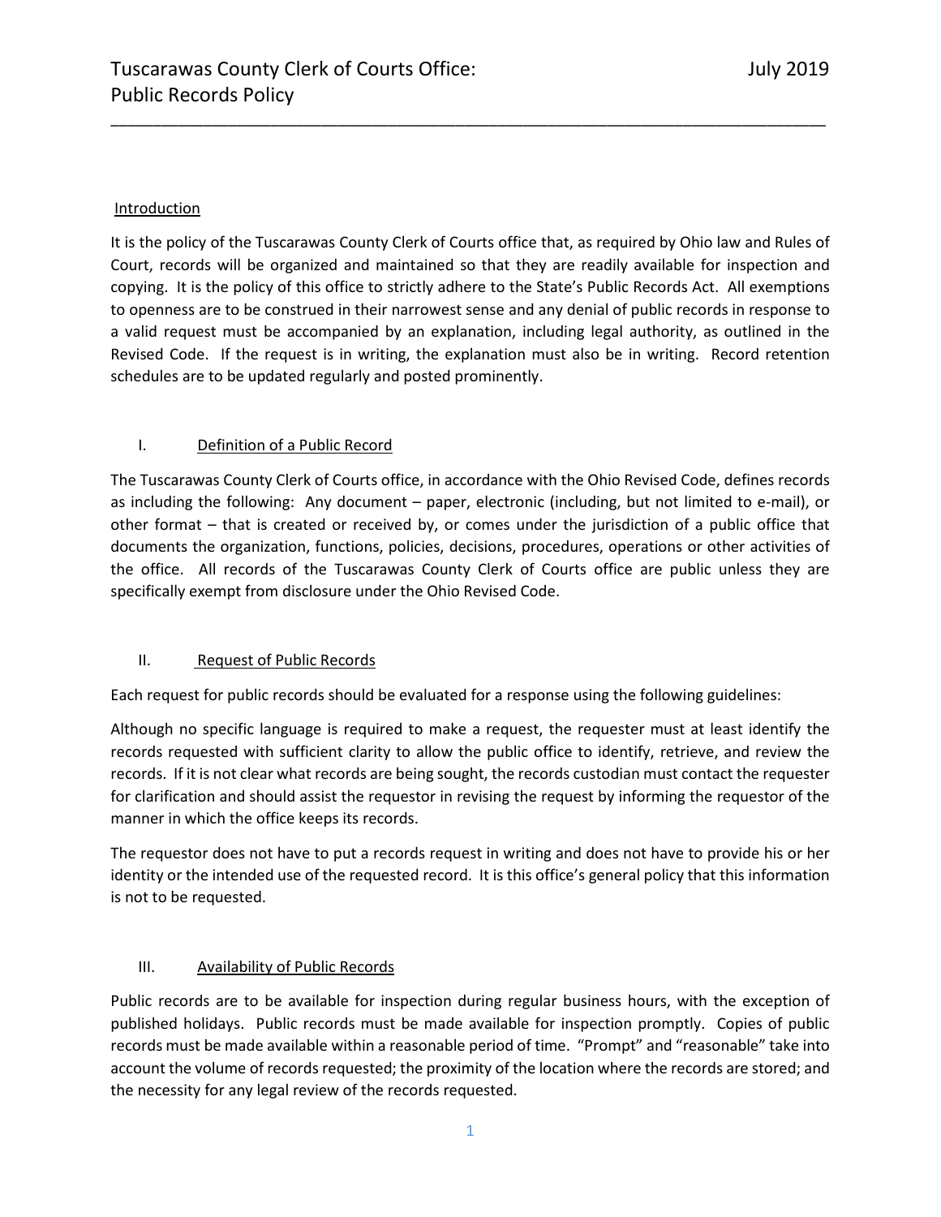# Tuscarawas County Clerk of Courts Office: Public Records Policy

July 2019

## Introduction

It is the policy of the Tuscarawas County Clerk of Courts office that, as required by Ohio law and Rules of Court, records will be organized and maintained so that they are readily available for inspection and copying. It is the policy of this office to strictly adhere to the State's Public Records Act. All exemptions to openness are to be construed in their narrowest sense and any denial of public records in response to a valid request must be accompanied by an explanation, including legal authority, as outlined in the Revised Code. If the request is in writing, the explanation must also be in writing. Record retention schedules are to be updated regularly and posted prominently.

## I. Definition of a Public Record

The Tuscarawas County Clerk of Courts office, in accordance with the Ohio Revised Code, defines records as including the following: Any document – paper, electronic (including, but not limited to e-mail), or other format – that is created or received by, or comes under the jurisdiction of a public office that documents the organization, functions, policies, decisions, procedures, operations or other activities of the office. All records of the Tuscarawas County Clerk of Courts office are public unless they are specifically exempt from disclosure under the Ohio Revised Code.

## II. Request of Public Records

Each request for public records should be evaluated for a response using the following guidelines:

Although no specific language is required to make a request, the requester must at least identify the records requested with sufficient clarity to allow the public office to identify, retrieve, and review the records. If it is not clear what records are being sought, the records custodian must contact the requester for clarification and should assist the requestor in revising the request by informing the requestor of the manner in which the office keeps its records.

The requestor does not have to put a records request in writing and does not have to provide his or her identity or the intended use of the requested record. It is this office's general policy that this information is not to be requested.

## III. Availability of Public Records

Public records are to be available for inspection during regular business hours, with the exception of published holidays. Public records must be made available for inspection promptly. Copies of public records must be made available within a reasonable period of time. "Prompt" and "reasonable" take into account the volume of records requested; the proximity of the location where the records are stored; and the necessity for any legal review of the records requested.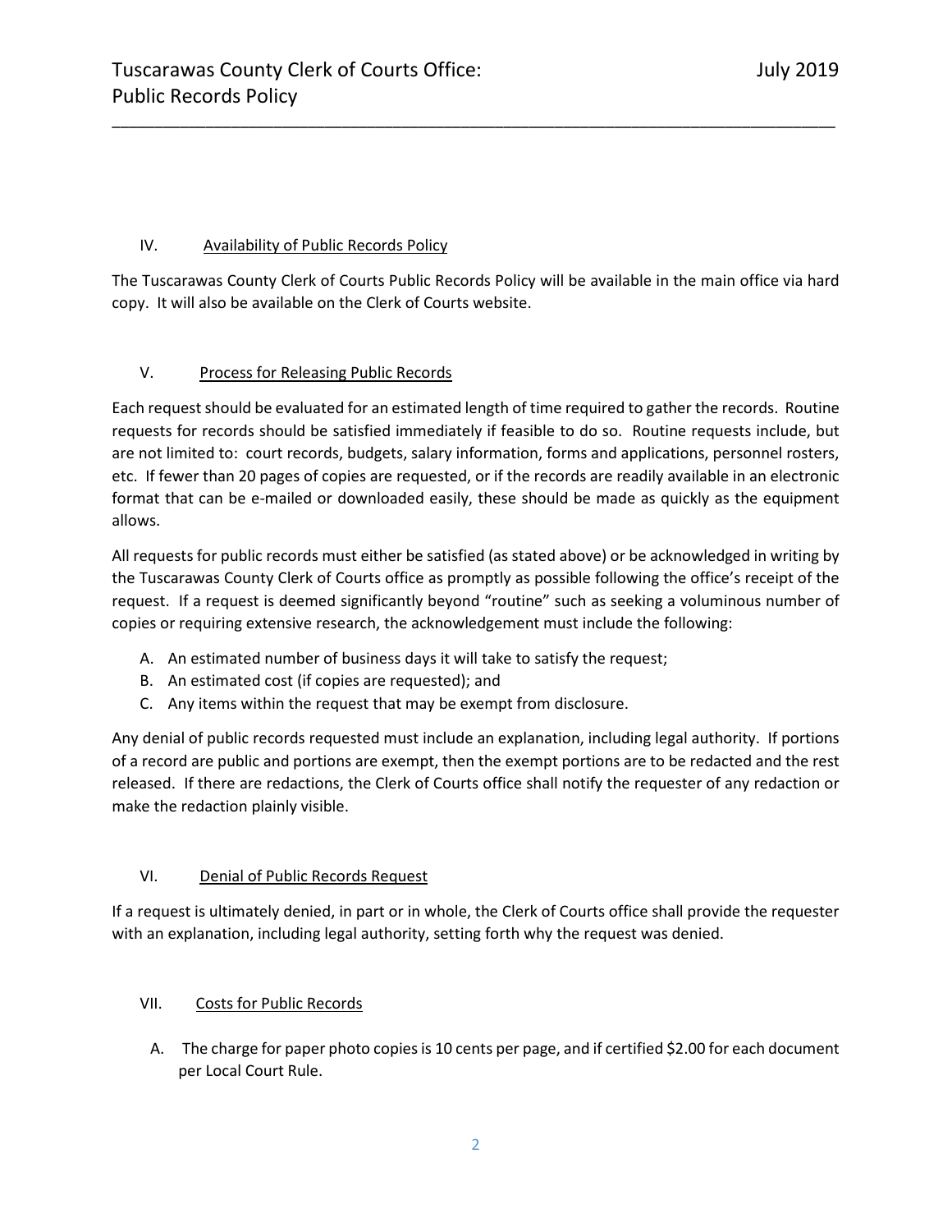## IV. Availability of Public Records Policy

The Tuscarawas County Clerk of Courts Public Records Policy will be available in the main office via hard copy. It will also be available on the Clerk of Courts website.

## V. Process for Releasing Public Records

Each request should be evaluated for an estimated length of time required to gather the records. Routine requests for records should be satisfied immediately if feasible to do so. Routine requests include, but are not limited to: court records, budgets, salary information, forms and applications, personnel rosters, etc. If fewer than 20 pages of copies are requested, or if the records are readily available in an electronic format that can be e-mailed or downloaded easily, these should be made as quickly as the equipment allows.

All requests for public records must either be satisfied (as stated above) or be acknowledged in writing by the Tuscarawas County Clerk of Courts office as promptly as possible following the office's receipt of the request. If a request is deemed significantly beyond "routine" such as seeking a voluminous number of copies or requiring extensive research, the acknowledgement must include the following:

A. An estimated number of business days it will take to satisfy the request;
B. An estimated cost (if copies are requested); and
C. Any items within the request that may be exempt from disclosure.

Any denial of public records requested must include an explanation, including legal authority. If portions of a record are public and portions are exempt, then the exempt portions are to be redacted and the rest released. If there are redactions, the Clerk of Courts office shall notify the requester of any redaction or make the redaction plainly visible.

## VI. Denial of Public Records Request

If a request is ultimately denied, in part or in whole, the Clerk of Courts office shall provide the requester with an explanation, including legal authority, setting forth why the request was denied.

## VII. Costs for Public Records

A. The charge for paper photo copies is 10 cents per page, and if certified $2.00 for each document per Local Court Rule.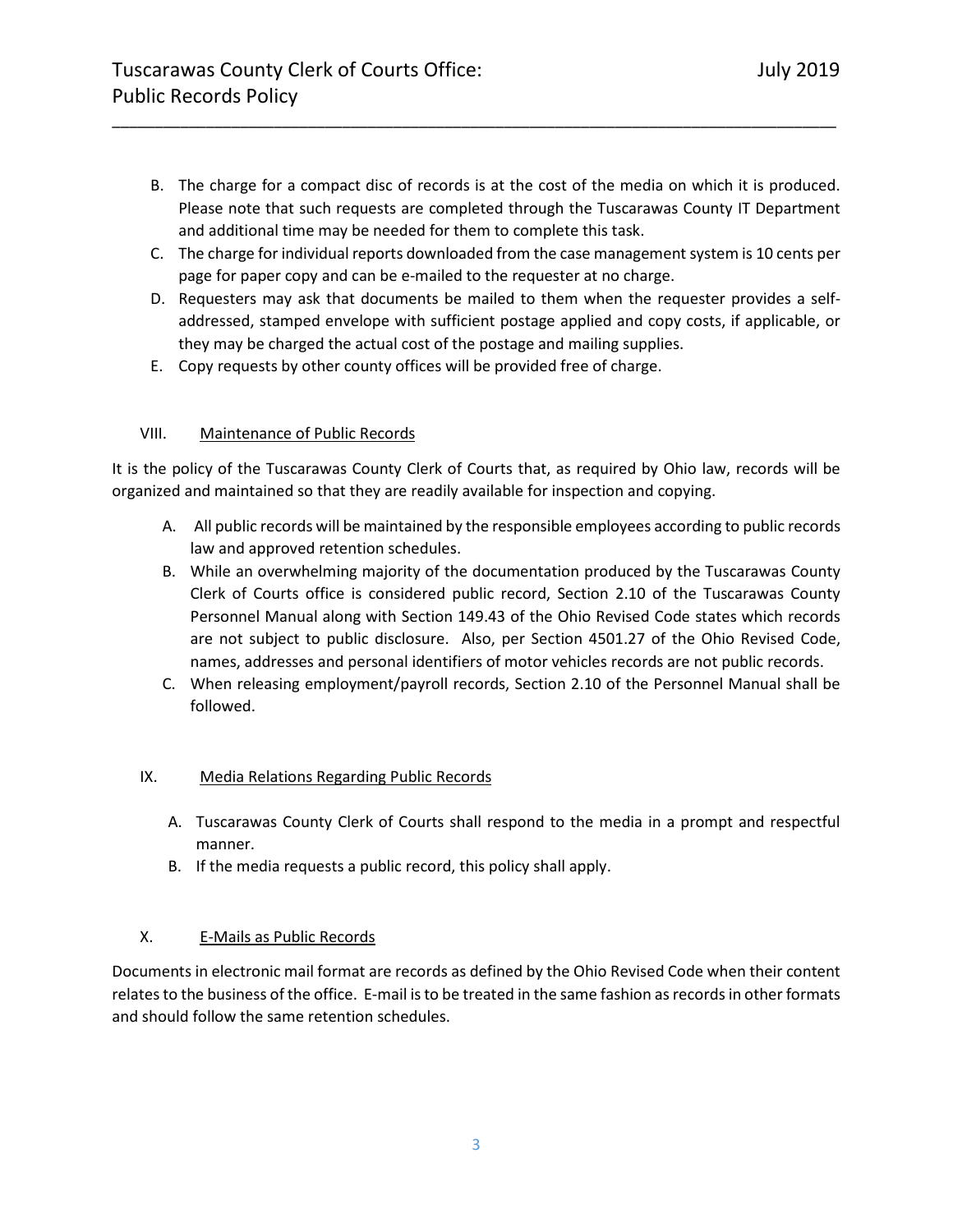B. The charge for a compact disc of records is at the cost of the media on which it is produced. Please note that such requests are completed through the Tuscarawas County IT Department and additional time may be needed for them to complete this task.
C. The charge for individual reports downloaded from the case management system is 10 cents per page for paper copy and can be e-mailed to the requester at no charge.
D. Requesters may ask that documents be mailed to them when the requester provides a self-addressed, stamped envelope with sufficient postage applied and copy costs, if applicable, or they may be charged the actual cost of the postage and mailing supplies.
E. Copy requests by other county offices will be provided free of charge.

## VIII. Maintenance of Public Records

It is the policy of the Tuscarawas County Clerk of Courts that, as required by Ohio law, records will be organized and maintained so that they are readily available for inspection and copying.

A. All public records will be maintained by the responsible employees according to public records law and approved retention schedules.
B. While an overwhelming majority of the documentation produced by the Tuscarawas County Clerk of Courts office is considered public record, Section 2.10 of the Tuscarawas County Personnel Manual along with Section 149.43 of the Ohio Revised Code states which records are not subject to public disclosure. Also, per Section 4501.27 of the Ohio Revised Code, names, addresses and personal identifiers of motor vehicles records are not public records.
C. When releasing employment/payroll records, Section 2.10 of the Personnel Manual shall be followed.

## IX. Media Relations Regarding Public Records

A. Tuscarawas County Clerk of Courts shall respond to the media in a prompt and respectful manner.
B. If the media requests a public record, this policy shall apply.

## X. E-Mails as Public Records

Documents in electronic mail format are records as defined by the Ohio Revised Code when their content relates to the business of the office. E-mail is to be treated in the same fashion as records in other formats and should follow the same retention schedules.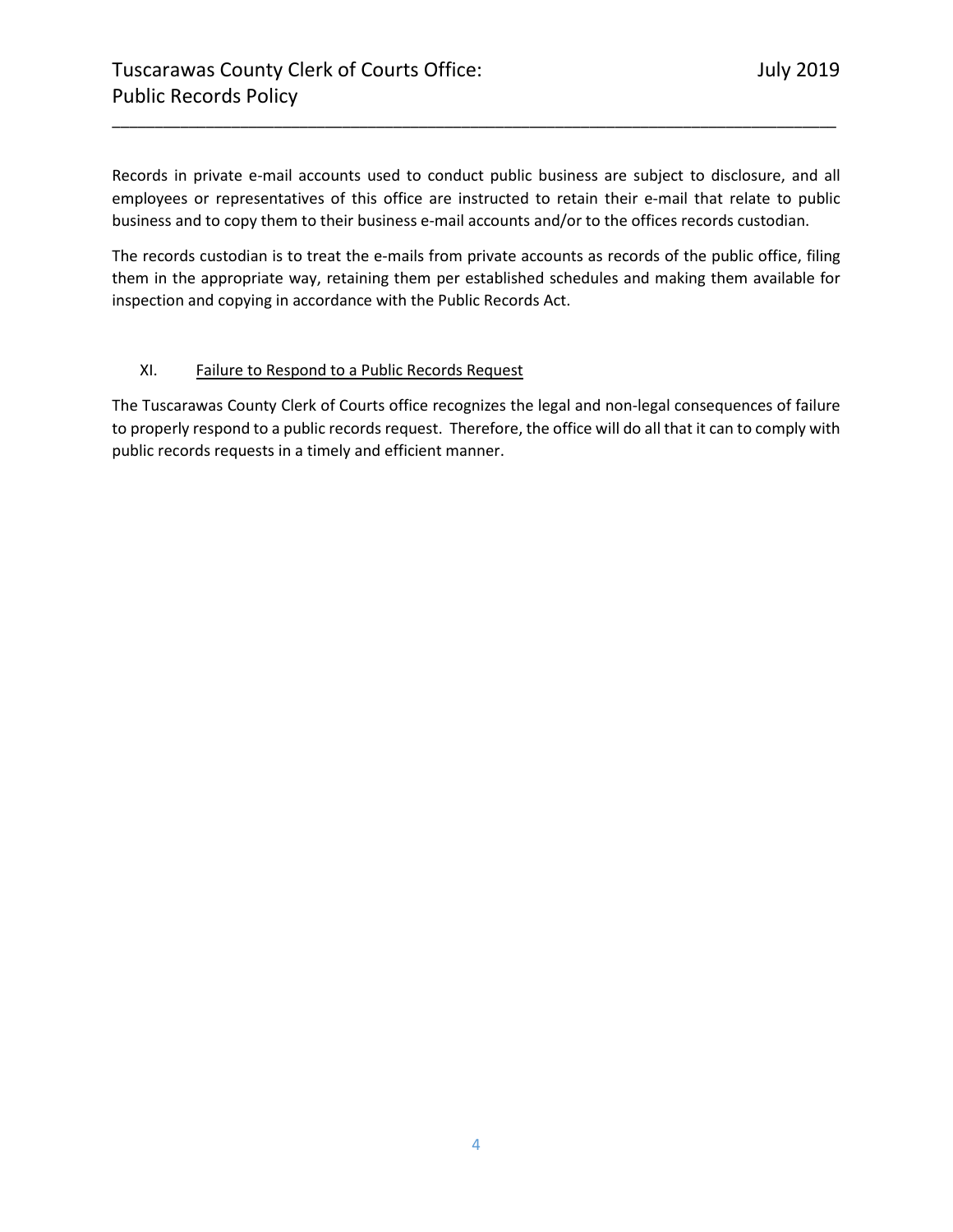Records in private e-mail accounts used to conduct public business are subject to disclosure, and all employees or representatives of this office are instructed to retain their e-mail that relate to public business and to copy them to their business e-mail accounts and/or to the offices records custodian.

The records custodian is to treat the e-mails from private accounts as records of the public office, filing them in the appropriate way, retaining them per established schedules and making them available for inspection and copying in accordance with the Public Records Act.

## XI. Failure to Respond to a Public Records Request

The Tuscarawas County Clerk of Courts office recognizes the legal and non-legal consequences of failure to properly respond to a public records request. Therefore, the office will do all that it can to comply with public records requests in a timely and efficient manner.